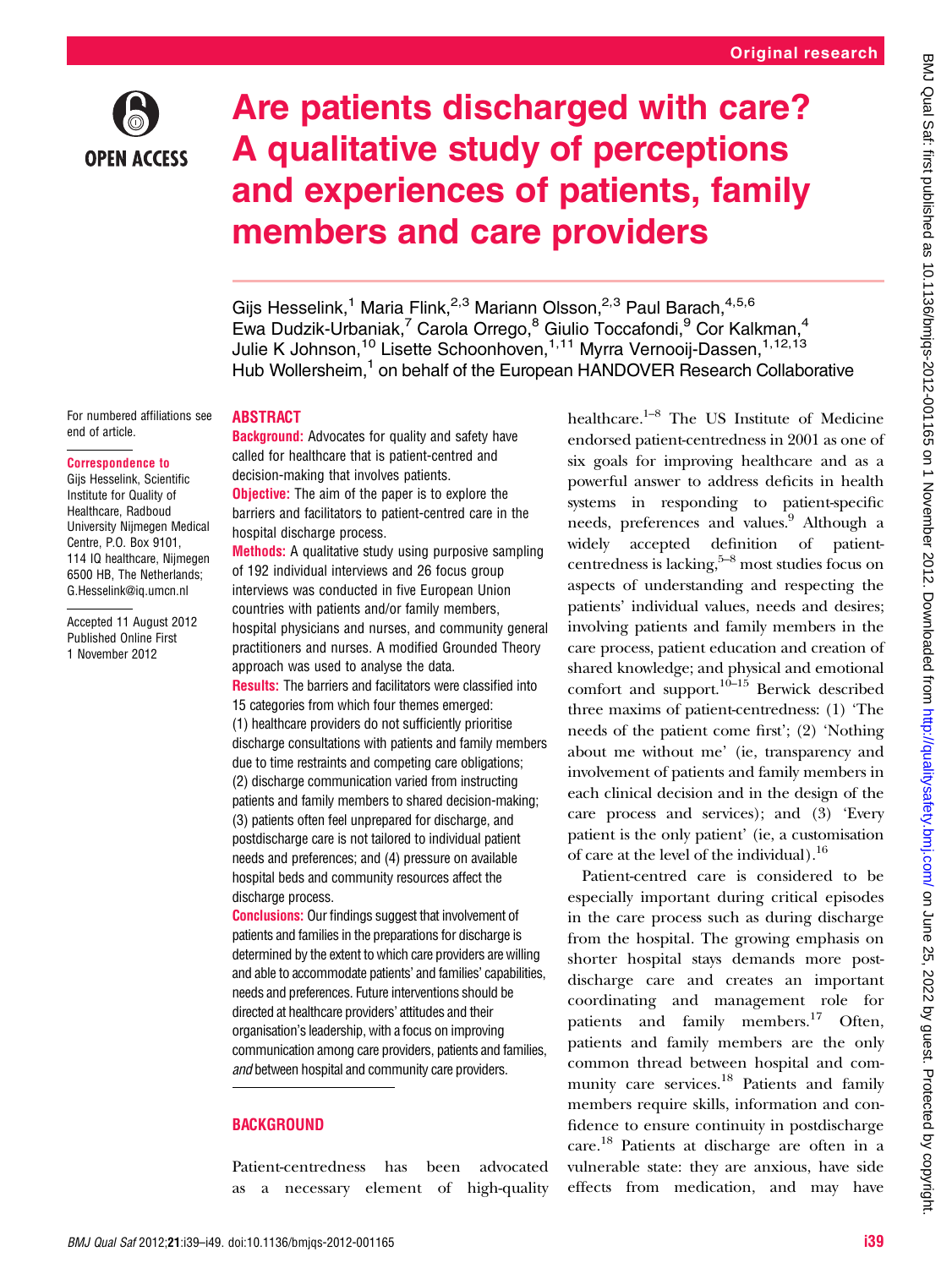Original research

# Are patients discharged with care? A qualitative study of perceptions and experiences of patients, family members and care providers

Gijs Hesselink,[1] Maria Flink,[2,3] Mariann Olsson,[2,3] Paul Barach,[4,5,6] Ewa Dudzik-Urbaniak,[7] Carola Orrego,[8] Giulio Toccafondi,[9] Cor Kalkman,[4] Julie K Johnson,[10] Lisette Schoonhoven,[1,11] Myrra Vernooij-Dassen,[1,12,13] Hub Wollersheim,[1] on behalf of the European HANDOVER Research Collaborative

For numbered affiliations see end of article.

**Correspondence to**
Gijs Hesselink, Scientific Institute for Quality of Healthcare, Radboud University Nijmegen Medical Centre, P.O. Box 9101, 114 IQ healthcare, Nijmegen 6500 HB, The Netherlands; G.Hesselink@iq.umcn.nl

Accepted 11 August 2012
Published Online First 1 November 2012

## ABSTRACT

**Background:** Advocates for quality and safety have called for healthcare that is patient-centred and decision-making that involves patients.

**Objective:** The aim of the paper is to explore the barriers and facilitators to patient-centred care in the hospital discharge process.

**Methods:** A qualitative study using purposive sampling of 192 individual interviews and 26 focus group interviews was conducted in five European Union countries with patients and/or family members, hospital physicians and nurses, and community general practitioners and nurses. A modified Grounded Theory approach was used to analyse the data.

**Results:** The barriers and facilitators were classified into 15 categories from which four themes emerged: (1) healthcare providers do not sufficiently prioritise discharge consultations with patients and family members due to time restraints and competing care obligations; (2) discharge communication varied from instructing patients and family members to shared decision-making; (3) patients often feel unprepared for discharge, and postdischarge care is not tailored to individual patient needs and preferences; and (4) pressure on available hospital beds and community resources affect the discharge process.

**Conclusions:** Our findings suggest that involvement of patients and families in the preparations for discharge is determined by the extent to which care providers are willing and able to accommodate patients' and families' capabilities, needs and preferences. Future interventions should be directed at healthcare providers' attitudes and their organisation's leadership, with a focus on improving communication among care providers, patients and families, *and* between hospital and community care providers.

## BACKGROUND

Patient-centredness has been advocated as a necessary element of high-quality healthcare.[1–8] The US Institute of Medicine endorsed patient-centredness in 2001 as one of six goals for improving healthcare and as a powerful answer to address deficits in health systems in responding to patient-specific needs, preferences and values.[9] Although a widely accepted definition of patient-centredness is lacking,[5–8] most studies focus on aspects of understanding and respecting the patients' individual values, needs and desires; involving patients and family members in the care process, patient education and creation of shared knowledge; and physical and emotional comfort and support.[10–15] Berwick described three maxims of patient-centredness: (1) 'The needs of the patient come first'; (2) 'Nothing about me without me' (ie, transparency and involvement of patients and family members in each clinical decision and in the design of the care process and services); and (3) 'Every patient is the only patient' (ie, a customisation of care at the level of the individual).[16]

Patient-centred care is considered to be especially important during critical episodes in the care process such as during discharge from the hospital. The growing emphasis on shorter hospital stays demands more postdischarge care and creates an important coordinating and management role for patients and family members.[17] Often, patients and family members are the only common thread between hospital and community care services.[18] Patients and family members require skills, information and confidence to ensure continuity in postdischarge care.[18] Patients at discharge are often in a vulnerable state: they are anxious, have side effects from medication, and may have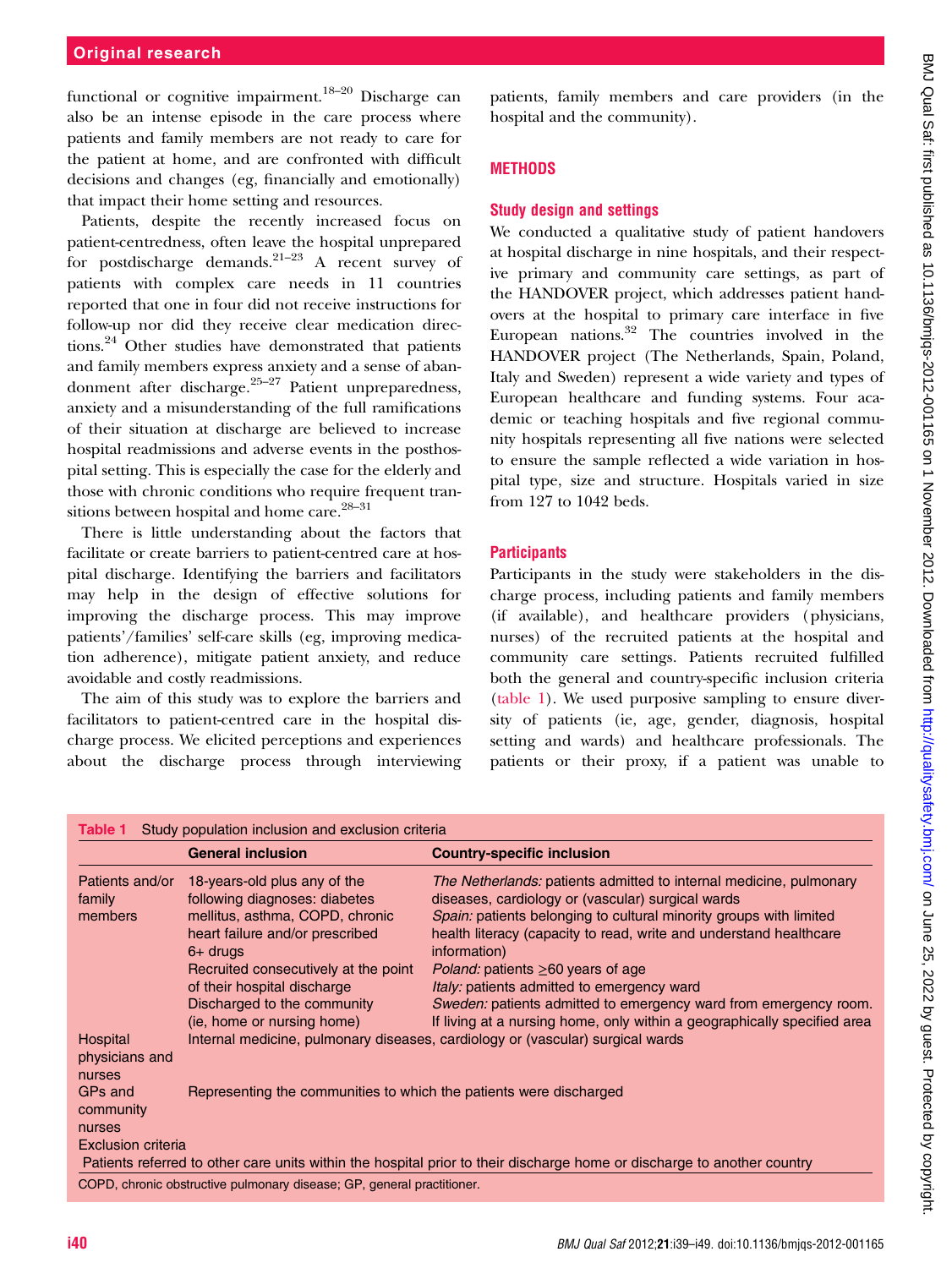functional or cognitive impairment.[18–20] Discharge can also be an intense episode in the care process where patients and family members are not ready to care for the patient at home, and are confronted with difficult decisions and changes (eg, financially and emotionally) that impact their home setting and resources.

Patients, despite the recently increased focus on patient-centredness, often leave the hospital unprepared for postdischarge demands.[21–23] A recent survey of patients with complex care needs in 11 countries reported that one in four did not receive instructions for follow-up nor did they receive clear medication directions.[24] Other studies have demonstrated that patients and family members express anxiety and a sense of abandonment after discharge.[25–27] Patient unpreparedness, anxiety and a misunderstanding of the full ramifications of their situation at discharge are believed to increase hospital readmissions and adverse events in the posthospital setting. This is especially the case for the elderly and those with chronic conditions who require frequent transitions between hospital and home care.[28–31]

There is little understanding about the factors that facilitate or create barriers to patient-centred care at hospital discharge. Identifying the barriers and facilitators may help in the design of effective solutions for improving the discharge process. This may improve patients'/families' self-care skills (eg, improving medication adherence), mitigate patient anxiety, and reduce avoidable and costly readmissions.

The aim of this study was to explore the barriers and facilitators to patient-centred care in the hospital discharge process. We elicited perceptions and experiences about the discharge process through interviewing patients, family members and care providers (in the hospital and the community).

## METHODS

### Study design and settings

We conducted a qualitative study of patient handovers at hospital discharge in nine hospitals, and their respective primary and community care settings, as part of the HANDOVER project, which addresses patient handovers at the hospital to primary care interface in five European nations.[32] The countries involved in the HANDOVER project (The Netherlands, Spain, Poland, Italy and Sweden) represent a wide variety and types of European healthcare and funding systems. Four academic or teaching hospitals and five regional community hospitals representing all five nations were selected to ensure the sample reflected a wide variation in hospital type, size and structure. Hospitals varied in size from 127 to 1042 beds.

### Participants

Participants in the study were stakeholders in the discharge process, including patients and family members (if available), and healthcare providers (physicians, nurses) of the recruited patients at the hospital and community care settings. Patients recruited fulfilled both the general and country-specific inclusion criteria (table 1). We used purposive sampling to ensure diversity of patients (ie, age, gender, diagnosis, hospital setting and wards) and healthcare professionals. The patients or their proxy, if a patient was unable to

Table 1 Study population inclusion and exclusion criteria

| | General inclusion | Country-specific inclusion |
|---|---|---|
| Patients and/or family members | 18-years-old plus any of the following diagnoses: diabetes mellitus, asthma, COPD, chronic heart failure and/or prescribed 6+ drugs<br>Recruited consecutively at the point of their hospital discharge<br>Discharged to the community (ie, home or nursing home) | *The Netherlands:* patients admitted to internal medicine, pulmonary diseases, cardiology or (vascular) surgical wards<br>*Spain:* patients belonging to cultural minority groups with limited health literacy (capacity to read, write and understand healthcare information)<br>*Poland:* patients ≥60 years of age<br>*Italy:* patients admitted to emergency ward<br>*Sweden:* patients admitted to emergency ward from emergency room. If living at a nursing home, only within a geographically specified area |
| Hospital physicians and nurses | Internal medicine, pulmonary diseases, cardiology or (vascular) surgical wards | |
| GPs and community nurses | Representing the communities to which the patients were discharged | |
| Exclusion criteria | | |
| Patients referred to other care units within the hospital prior to their discharge home or discharge to another country | | |

COPD, chronic obstructive pulmonary disease; GP, general practitioner.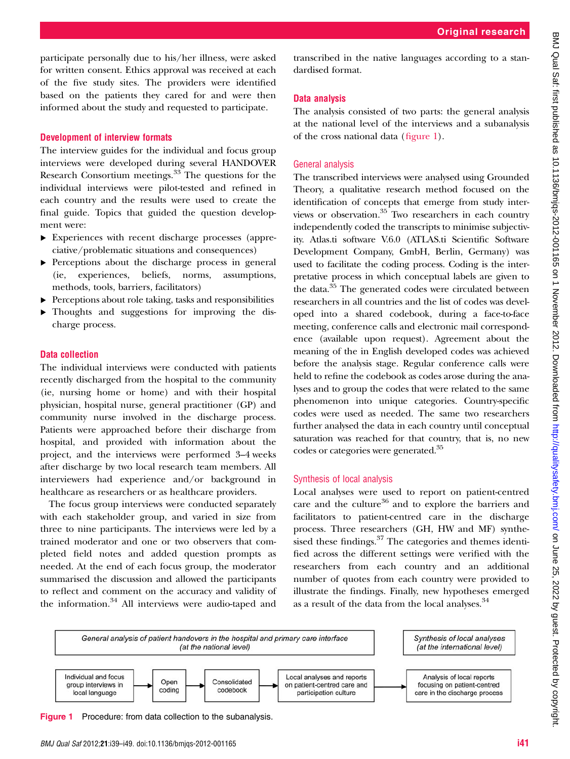participate personally due to his/her illness, were asked for written consent. Ethics approval was received at each of the five study sites. The providers were identified based on the patients they cared for and were then informed about the study and requested to participate.

### Development of interview formats

The interview guides for the individual and focus group interviews were developed during several HANDOVER Research Consortium meetings.[33] The questions for the individual interviews were pilot-tested and refined in each country and the results were used to create the final guide. Topics that guided the question development were:

- Experiences with recent discharge processes (appreciative/problematic situations and consequences)
- Perceptions about the discharge process in general (ie, experiences, beliefs, norms, assumptions, methods, tools, barriers, facilitators)
- Perceptions about role taking, tasks and responsibilities
- Thoughts and suggestions for improving the discharge process.

### Data collection

The individual interviews were conducted with patients recently discharged from the hospital to the community (ie, nursing home or home) and with their hospital physician, hospital nurse, general practitioner (GP) and community nurse involved in the discharge process. Patients were approached before their discharge from hospital, and provided with information about the project, and the interviews were performed 3–4 weeks after discharge by two local research team members. All interviewers had experience and/or background in healthcare as researchers or as healthcare providers.

The focus group interviews were conducted separately with each stakeholder group, and varied in size from three to nine participants. The interviews were led by a trained moderator and one or two observers that completed field notes and added question prompts as needed. At the end of each focus group, the moderator summarised the discussion and allowed the participants to reflect and comment on the accuracy and validity of the information.[34] All interviews were audio-taped and transcribed in the native languages according to a standardised format.

### Data analysis

The analysis consisted of two parts: the general analysis at the national level of the interviews and a subanalysis of the cross national data (figure 1).

#### General analysis

The transcribed interviews were analysed using Grounded Theory, a qualitative research method focused on the identification of concepts that emerge from study interviews or observation.[35] Two researchers in each country independently coded the transcripts to minimise subjectivity. Atlas.ti software V.6.0 (ATLAS.ti Scientific Software Development Company, GmbH, Berlin, Germany) was used to facilitate the coding process. Coding is the interpretative process in which conceptual labels are given to the data.[35] The generated codes were circulated between researchers in all countries and the list of codes was developed into a shared codebook, during a face-to-face meeting, conference calls and electronic mail correspondence (available upon request). Agreement about the meaning of the in English developed codes was achieved before the analysis stage. Regular conference calls were held to refine the codebook as codes arose during the analyses and to group the codes that were related to the same phenomenon into unique categories. Country-specific codes were used as needed. The same two researchers further analysed the data in each country until conceptual saturation was reached for that country, that is, no new codes or categories were generated.[35]

#### Synthesis of local analysis

Local analyses were used to report on patient-centred care and the culture[36] and to explore the barriers and facilitators to patient-centred care in the discharge process. Three researchers (GH, HW and MF) synthesised these findings.[37] The categories and themes identified across the different settings were verified with the researchers from each country and an additional number of quotes from each country were provided to illustrate the findings. Finally, new hypotheses emerged as a result of the data from the local analyses.[34]

General analysis of patient handovers in the hospital and primary care interface (at the national level) | Synthesis of local analyses (at the international level)

Individual and focus group interviews in local language → Open coding → Consolidated codebook → Local analyses and reports on patient-centred care and participation culture → Analysis of local reports focusing on patient-centred care in the discharge process

**Figure 1** Procedure: from data collection to the subanalysis.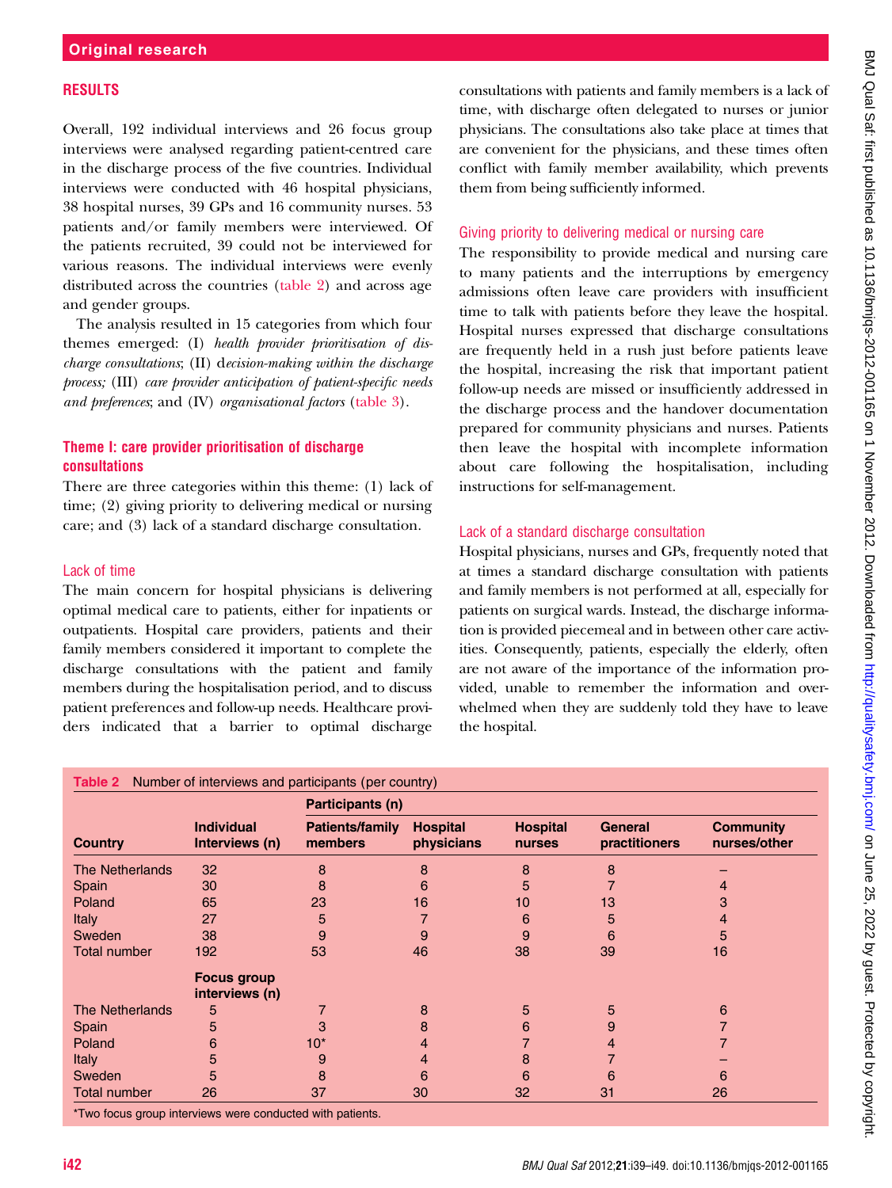## RESULTS

Overall, 192 individual interviews and 26 focus group interviews were analysed regarding patient-centred care in the discharge process of the five countries. Individual interviews were conducted with 46 hospital physicians, 38 hospital nurses, 39 GPs and 16 community nurses. 53 patients and/or family members were interviewed. Of the patients recruited, 39 could not be interviewed for various reasons. The individual interviews were evenly distributed across the countries (table 2) and across age and gender groups.

The analysis resulted in 15 categories from which four themes emerged: (I) *health provider prioritisation of discharge consultations*; (II) d*ecision-making within the discharge process;* (III) *care provider anticipation of patient-specific needs and preferences*; and (IV) *organisational factors* (table 3).

### Theme I: care provider prioritisation of discharge consultations

There are three categories within this theme: (1) lack of time; (2) giving priority to delivering medical or nursing care; and (3) lack of a standard discharge consultation.

#### Lack of time

The main concern for hospital physicians is delivering optimal medical care to patients, either for inpatients or outpatients. Hospital care providers, patients and their family members considered it important to complete the discharge consultations with the patient and family members during the hospitalisation period, and to discuss patient preferences and follow-up needs. Healthcare providers indicated that a barrier to optimal discharge consultations with patients and family members is a lack of time, with discharge often delegated to nurses or junior physicians. The consultations also take place at times that are convenient for the physicians, and these times often conflict with family member availability, which prevents them from being sufficiently informed.

#### Giving priority to delivering medical or nursing care

The responsibility to provide medical and nursing care to many patients and the interruptions by emergency admissions often leave care providers with insufficient time to talk with patients before they leave the hospital. Hospital nurses expressed that discharge consultations are frequently held in a rush just before patients leave the hospital, increasing the risk that important patient follow-up needs are missed or insufficiently addressed in the discharge process and the handover documentation prepared for community physicians and nurses. Patients then leave the hospital with incomplete information about care following the hospitalisation, including instructions for self-management.

#### Lack of a standard discharge consultation

Hospital physicians, nurses and GPs, frequently noted that at times a standard discharge consultation with patients and family members is not performed at all, especially for patients on surgical wards. Instead, the discharge information is provided piecemeal and in between other care activities. Consequently, patients, especially the elderly, often are not aware of the importance of the information provided, unable to remember the information and overwhelmed when they are suddenly told they have to leave the hospital.

**Table 2** Number of interviews and participants (per country)

| Country | Individual Interviews (n) | Participants (n): Patients/family members | Hospital physicians | Hospital nurses | General practitioners | Community nurses/other |
|---|---|---|---|---|---|---|
| The Netherlands | 32 | 8 | 8 | 8 | 8 | – |
| Spain | 30 | 8 | 6 | 5 | 7 | 4 |
| Poland | 65 | 23 | 16 | 10 | 13 | 3 |
| Italy | 27 | 5 | 7 | 6 | 5 | 4 |
| Sweden | 38 | 9 | 9 | 9 | 6 | 5 |
| Total number | 192 | 53 | 46 | 38 | 39 | 16 |
| | **Focus group interviews (n)** | | | | | |
| The Netherlands | 5 | 7 | 8 | 5 | 5 | 6 |
| Spain | 5 | 3 | 8 | 6 | 9 | 7 |
| Poland | 6 | 10* | 4 | 7 | 4 | 7 |
| Italy | 5 | 9 | 4 | 8 | 7 | – |
| Sweden | 5 | 8 | 6 | 6 | 6 | 6 |
| Total number | 26 | 37 | 30 | 32 | 31 | 26 |

*Two focus group interviews were conducted with patients.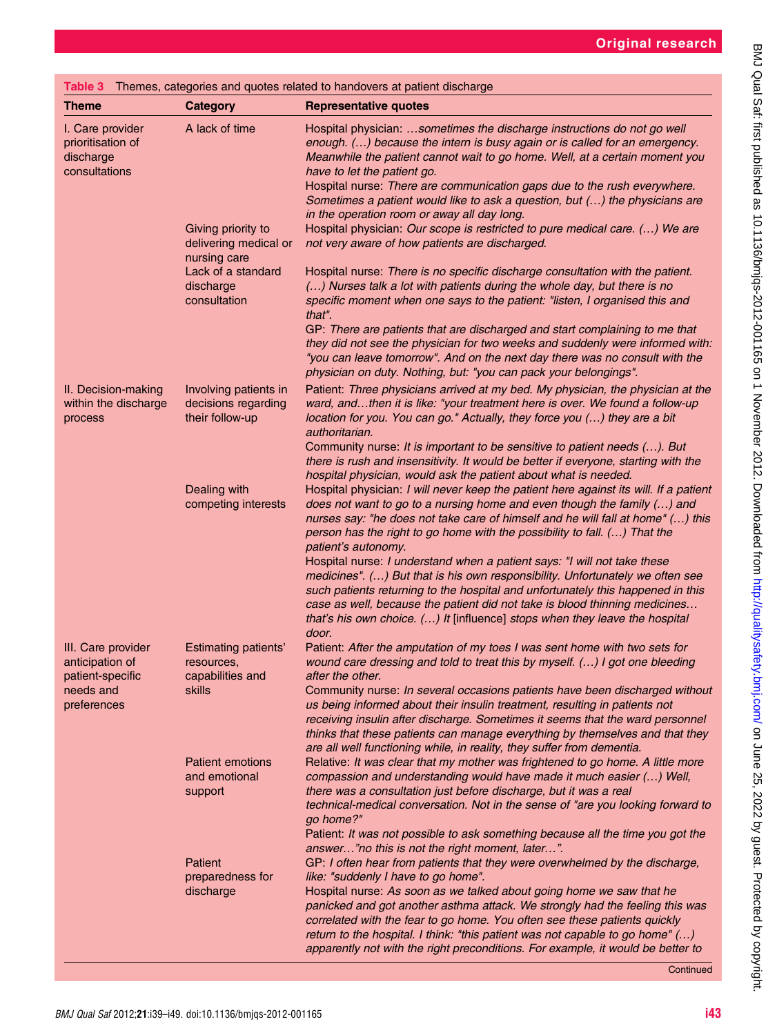**Table 3** Themes, categories and quotes related to handovers at patient discharge

| Theme | Category | Representative quotes |
|---|---|---|
| I. Care provider prioritisation of discharge consultations | A lack of time | Hospital physician: *…sometimes the discharge instructions do not go well enough. (…) because the intern is busy again or is called for an emergency. Meanwhile the patient cannot wait to go home. Well, at a certain moment you have to let the patient go.*<br>Hospital nurse: *There are communication gaps due to the rush everywhere. Sometimes a patient would like to ask a question, but (…) the physicians are in the operation room or away all day long.* |
| | Giving priority to delivering medical or nursing care | Hospital physician: *Our scope is restricted to pure medical care. (…) We are not very aware of how patients are discharged.* |
| | Lack of a standard discharge consultation | Hospital nurse: *There is no specific discharge consultation with the patient. (…) Nurses talk a lot with patients during the whole day, but there is no specific moment when one says to the patient: "listen, I organised this and that".*<br>GP: *There are patients that are discharged and start complaining to me that they did not see the physician for two weeks and suddenly were informed with: "you can leave tomorrow". And on the next day there was no consult with the physician on duty. Nothing, but: "you can pack your belongings".* |
| II. Decision-making within the discharge process | Involving patients in decisions regarding their follow-up | Patient: *Three physicians arrived at my bed. My physician, the physician at the ward, and…then it is like: "your treatment here is over. We found a follow-up location for you. You can go." Actually, they force you (…) they are a bit authoritarian.*<br>Community nurse: *It is important to be sensitive to patient needs (…). But there is rush and insensitivity. It would be better if everyone, starting with the hospital physician, would ask the patient about what is needed.* |
| | Dealing with competing interests | Hospital physician: *I will never keep the patient here against its will. If a patient does not want to go to a nursing home and even though the family (…) and nurses say: "he does not take care of himself and he will fall at home" (…) this person has the right to go home with the possibility to fall. (…) That the patient's autonomy.*<br>Hospital nurse: *I understand when a patient says: "I will not take these medicines". (…) But that is his own responsibility. Unfortunately we often see such patients returning to the hospital and unfortunately this happened in this case as well, because the patient did not take is blood thinning medicines… that's his own choice. (…) It* [influence] *stops when they leave the hospital door.* |
| III. Care provider anticipation of patient-specific needs and preferences | Estimating patients' resources, capabilities and skills | Patient: *After the amputation of my toes I was sent home with two sets for wound care dressing and told to treat this by myself. (…) I got one bleeding after the other.*<br>Community nurse: *In several occasions patients have been discharged without us being informed about their insulin treatment, resulting in patients not receiving insulin after discharge. Sometimes it seems that the ward personnel thinks that these patients can manage everything by themselves and that they are all well functioning while, in reality, they suffer from dementia.* |
| | Patient emotions and emotional support | Relative: *It was clear that my mother was frightened to go home. A little more compassion and understanding would have made it much easier (…) Well, there was a consultation just before discharge, but it was a real technical-medical conversation. Not in the sense of "are you looking forward to go home?"*<br>Patient: *It was not possible to ask something because all the time you got the answer…"no this is not the right moment, later…".* |
| | Patient preparedness for discharge | GP: *I often hear from patients that they were overwhelmed by the discharge, like: "suddenly I have to go home".*<br>Hospital nurse: *As soon as we talked about going home we saw that he panicked and got another asthma attack. We strongly had the feeling this was correlated with the fear to go home. You often see these patients quickly return to the hospital. I think: "this patient was not capable to go home" (…) apparently not with the right preconditions. For example, it would be better to* |

Continued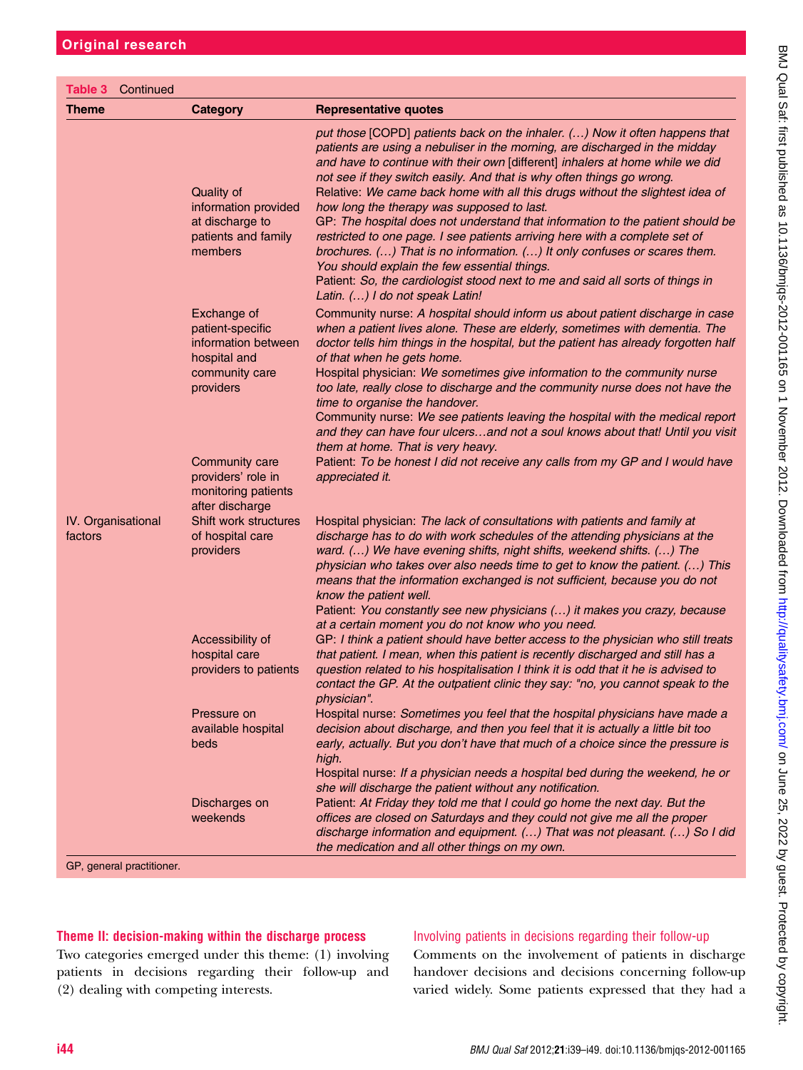**Table 3** Continued

| Theme | Category | Representative quotes |
|---|---|---|
| | | *put those* [COPD] *patients back on the inhaler. (…) Now it often happens that patients are using a nebuliser in the morning, are discharged in the midday and have to continue with their own* [different] *inhalers at home while we did not see if they switch easily. And that is why often things go wrong.* |
| | Quality of information provided at discharge to patients and family members | Relative: *We came back home with all this drugs without the slightest idea of how long the therapy was supposed to last.*<br>GP: *The hospital does not understand that information to the patient should be restricted to one page. I see patients arriving here with a complete set of brochures. (…) That is no information. (…) It only confuses or scares them. You should explain the few essential things.*<br>Patient: *So, the cardiologist stood next to me and said all sorts of things in Latin. (…) I do not speak Latin!* |
| | Exchange of patient-specific information between hospital and community care providers | Community nurse: *A hospital should inform us about patient discharge in case when a patient lives alone. These are elderly, sometimes with dementia. The doctor tells him things in the hospital, but the patient has already forgotten half of that when he gets home.*<br>Hospital physician: *We sometimes give information to the community nurse too late, really close to discharge and the community nurse does not have the time to organise the handover.*<br>Community nurse: *We see patients leaving the hospital with the medical report and they can have four ulcers…and not a soul knows about that! Until you visit them at home. That is very heavy.* |
| | Community care providers' role in monitoring patients after discharge | Patient: *To be honest I did not receive any calls from my GP and I would have appreciated it.* |
| IV. Organisational factors | Shift work structures of hospital care providers | Hospital physician: *The lack of consultations with patients and family at discharge has to do with work schedules of the attending physicians at the ward. (…) We have evening shifts, night shifts, weekend shifts. (…) The physician who takes over also needs time to get to know the patient. (…) This means that the information exchanged is not sufficient, because you do not know the patient well.*<br>Patient: *You constantly see new physicians (…) it makes you crazy, because at a certain moment you do not know who you need.* |
| | Accessibility of hospital care providers to patients | GP: *I think a patient should have better access to the physician who still treats that patient. I mean, when this patient is recently discharged and still has a question related to his hospitalisation I think it is odd that it he is advised to contact the GP. At the outpatient clinic they say: "no, you cannot speak to the physician".* |
| | Pressure on available hospital beds | Hospital nurse: *Sometimes you feel that the hospital physicians have made a decision about discharge, and then you feel that it is actually a little bit too early, actually. But you don't have that much of a choice since the pressure is high.*<br>Hospital nurse: *If a physician needs a hospital bed during the weekend, he or she will discharge the patient without any notification.* |
| | Discharges on weekends | Patient: *At Friday they told me that I could go home the next day. But the offices are closed on Saturdays and they could not give me all the proper discharge information and equipment. (…) That was not pleasant. (…) So I did the medication and all other things on my own.* |

GP, general practitioner.

### Theme II: decision-making within the discharge process

Two categories emerged under this theme: (1) involving patients in decisions regarding their follow-up and (2) dealing with competing interests.

#### Involving patients in decisions regarding their follow-up

Comments on the involvement of patients in discharge handover decisions and decisions concerning follow-up varied widely. Some patients expressed that they had a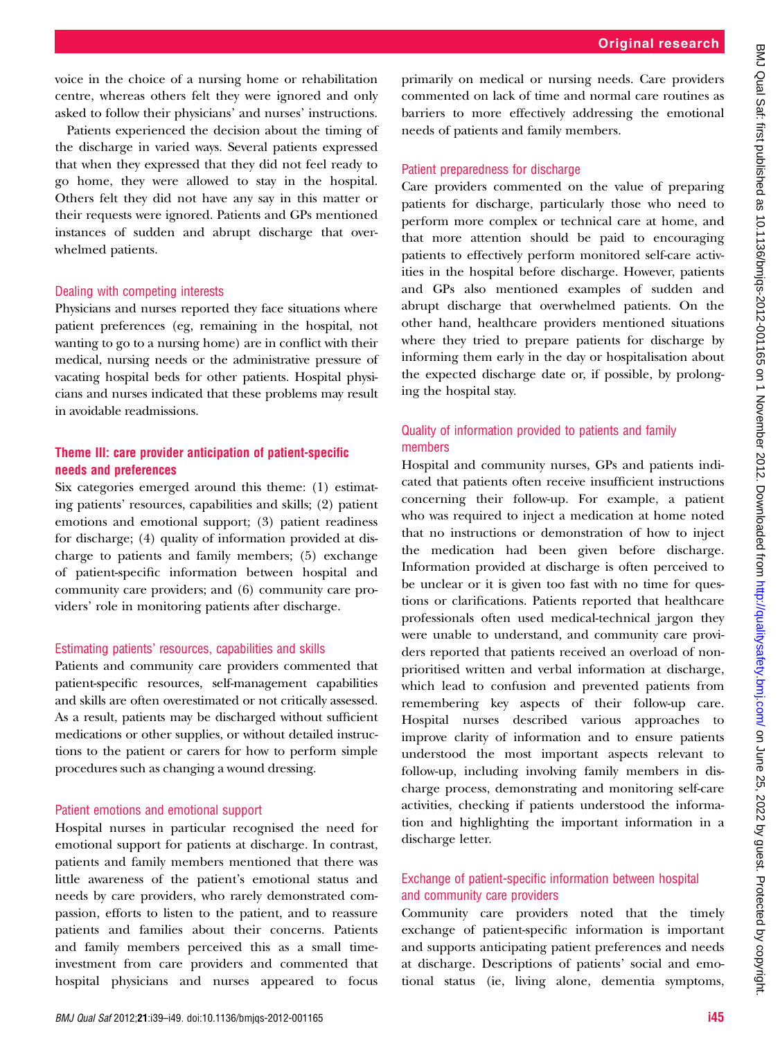voice in the choice of a nursing home or rehabilitation centre, whereas others felt they were ignored and only asked to follow their physicians' and nurses' instructions.

Patients experienced the decision about the timing of the discharge in varied ways. Several patients expressed that when they expressed that they did not feel ready to go home, they were allowed to stay in the hospital. Others felt they did not have any say in this matter or their requests were ignored. Patients and GPs mentioned instances of sudden and abrupt discharge that overwhelmed patients.

### Dealing with competing interests

Physicians and nurses reported they face situations where patient preferences (eg, remaining in the hospital, not wanting to go to a nursing home) are in conflict with their medical, nursing needs or the administrative pressure of vacating hospital beds for other patients. Hospital physicians and nurses indicated that these problems may result in avoidable readmissions.

## Theme III: care provider anticipation of patient-specific needs and preferences

Six categories emerged around this theme: (1) estimating patients' resources, capabilities and skills; (2) patient emotions and emotional support; (3) patient readiness for discharge; (4) quality of information provided at discharge to patients and family members; (5) exchange of patient-specific information between hospital and community care providers; and (6) community care providers' role in monitoring patients after discharge.

### Estimating patients' resources, capabilities and skills

Patients and community care providers commented that patient-specific resources, self-management capabilities and skills are often overestimated or not critically assessed. As a result, patients may be discharged without sufficient medications or other supplies, or without detailed instructions to the patient or carers for how to perform simple procedures such as changing a wound dressing.

### Patient emotions and emotional support

Hospital nurses in particular recognised the need for emotional support for patients at discharge. In contrast, patients and family members mentioned that there was little awareness of the patient's emotional status and needs by care providers, who rarely demonstrated compassion, efforts to listen to the patient, and to reassure patients and families about their concerns. Patients and family members perceived this as a small time-investment from care providers and commented that hospital physicians and nurses appeared to focus primarily on medical or nursing needs. Care providers commented on lack of time and normal care routines as barriers to more effectively addressing the emotional needs of patients and family members.

### Patient preparedness for discharge

Care providers commented on the value of preparing patients for discharge, particularly those who need to perform more complex or technical care at home, and that more attention should be paid to encouraging patients to effectively perform monitored self-care activities in the hospital before discharge. However, patients and GPs also mentioned examples of sudden and abrupt discharge that overwhelmed patients. On the other hand, healthcare providers mentioned situations where they tried to prepare patients for discharge by informing them early in the day or hospitalisation about the expected discharge date or, if possible, by prolonging the hospital stay.

### Quality of information provided to patients and family members

Hospital and community nurses, GPs and patients indicated that patients often receive insufficient instructions concerning their follow-up. For example, a patient who was required to inject a medication at home noted that no instructions or demonstration of how to inject the medication had been given before discharge. Information provided at discharge is often perceived to be unclear or it is given too fast with no time for questions or clarifications. Patients reported that healthcare professionals often used medical-technical jargon they were unable to understand, and community care providers reported that patients received an overload of non-prioritised written and verbal information at discharge, which lead to confusion and prevented patients from remembering key aspects of their follow-up care. Hospital nurses described various approaches to improve clarity of information and to ensure patients understood the most important aspects relevant to follow-up, including involving family members in discharge process, demonstrating and monitoring self-care activities, checking if patients understood the information and highlighting the important information in a discharge letter.

### Exchange of patient-specific information between hospital and community care providers

Community care providers noted that the timely exchange of patient-specific information is important and supports anticipating patient preferences and needs at discharge. Descriptions of patients' social and emotional status (ie, living alone, dementia symptoms,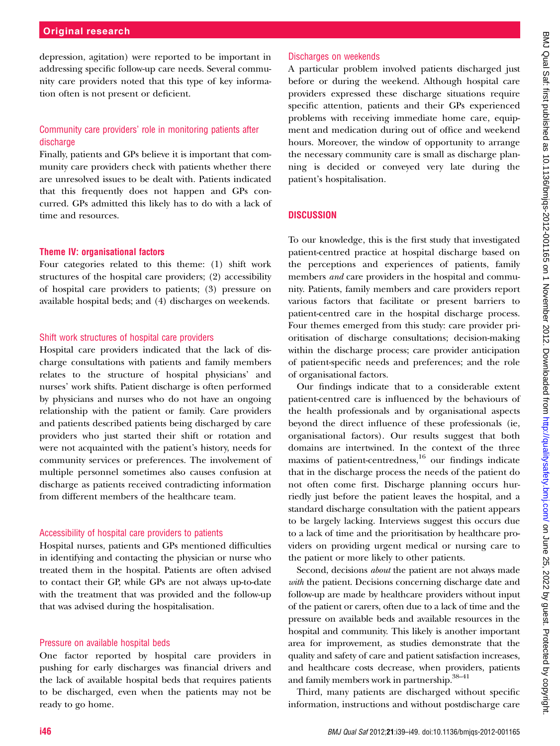depression, agitation) were reported to be important in addressing specific follow-up care needs. Several community care providers noted that this type of key information often is not present or deficient.

### Community care providers' role in monitoring patients after discharge

Finally, patients and GPs believe it is important that community care providers check with patients whether there are unresolved issues to be dealt with. Patients indicated that this frequently does not happen and GPs concurred. GPs admitted this likely has to do with a lack of time and resources.

### Theme IV: organisational factors

Four categories related to this theme: (1) shift work structures of the hospital care providers; (2) accessibility of hospital care providers to patients; (3) pressure on available hospital beds; and (4) discharges on weekends.

### Shift work structures of hospital care providers

Hospital care providers indicated that the lack of discharge consultations with patients and family members relates to the structure of hospital physicians' and nurses' work shifts. Patient discharge is often performed by physicians and nurses who do not have an ongoing relationship with the patient or family. Care providers and patients described patients being discharged by care providers who just started their shift or rotation and were not acquainted with the patient's history, needs for community services or preferences. The involvement of multiple personnel sometimes also causes confusion at discharge as patients received contradicting information from different members of the healthcare team.

### Accessibility of hospital care providers to patients

Hospital nurses, patients and GPs mentioned difficulties in identifying and contacting the physician or nurse who treated them in the hospital. Patients are often advised to contact their GP, while GPs are not always up-to-date with the treatment that was provided and the follow-up that was advised during the hospitalisation.

### Pressure on available hospital beds

One factor reported by hospital care providers in pushing for early discharges was financial drivers and the lack of available hospital beds that requires patients to be discharged, even when the patients may not be ready to go home.

### Discharges on weekends

A particular problem involved patients discharged just before or during the weekend. Although hospital care providers expressed these discharge situations require specific attention, patients and their GPs experienced problems with receiving immediate home care, equipment and medication during out of office and weekend hours. Moreover, the window of opportunity to arrange the necessary community care is small as discharge planning is decided or conveyed very late during the patient's hospitalisation.

## DISCUSSION

To our knowledge, this is the first study that investigated patient-centred practice at hospital discharge based on the perceptions and experiences of patients, family members *and* care providers in the hospital and community. Patients, family members and care providers report various factors that facilitate or present barriers to patient-centred care in the hospital discharge process. Four themes emerged from this study: care provider prioritisation of discharge consultations; decision-making within the discharge process; care provider anticipation of patient-specific needs and preferences; and the role of organisational factors.

Our findings indicate that to a considerable extent patient-centred care is influenced by the behaviours of the health professionals and by organisational aspects beyond the direct influence of these professionals (ie, organisational factors). Our results suggest that both domains are intertwined. In the context of the three maxims of patient-centredness,[16] our findings indicate that in the discharge process the needs of the patient do not often come first. Discharge planning occurs hurriedly just before the patient leaves the hospital, and a standard discharge consultation with the patient appears to be largely lacking. Interviews suggest this occurs due to a lack of time and the prioritisation by healthcare providers on providing urgent medical or nursing care to the patient or more likely to other patients.

Second, decisions *about* the patient are not always made *with* the patient. Decisions concerning discharge date and follow-up are made by healthcare providers without input of the patient or carers, often due to a lack of time and the pressure on available beds and available resources in the hospital and community. This likely is another important area for improvement, as studies demonstrate that the quality and safety of care and patient satisfaction increases, and healthcare costs decrease, when providers, patients and family members work in partnership.[38–41]

Third, many patients are discharged without specific information, instructions and without postdischarge care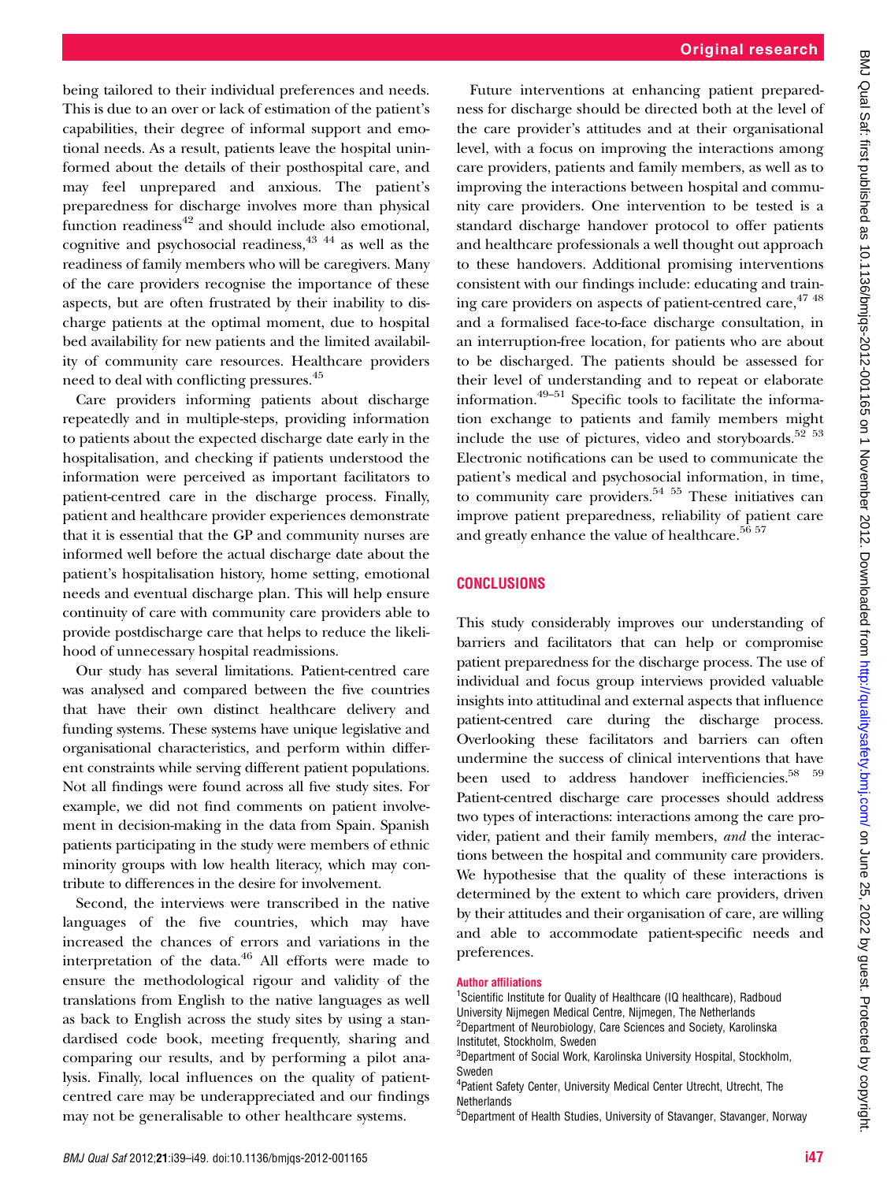being tailored to their individual preferences and needs. This is due to an over or lack of estimation of the patient's capabilities, their degree of informal support and emotional needs. As a result, patients leave the hospital uninformed about the details of their posthospital care, and may feel unprepared and anxious. The patient's preparedness for discharge involves more than physical function readiness[42] and should include also emotional, cognitive and psychosocial readiness,[43 44] as well as the readiness of family members who will be caregivers. Many of the care providers recognise the importance of these aspects, but are often frustrated by their inability to discharge patients at the optimal moment, due to hospital bed availability for new patients and the limited availability of community care resources. Healthcare providers need to deal with conflicting pressures.[45]

Care providers informing patients about discharge repeatedly and in multiple-steps, providing information to patients about the expected discharge date early in the hospitalisation, and checking if patients understood the information were perceived as important facilitators to patient-centred care in the discharge process. Finally, patient and healthcare provider experiences demonstrate that it is essential that the GP and community nurses are informed well before the actual discharge date about the patient's hospitalisation history, home setting, emotional needs and eventual discharge plan. This will help ensure continuity of care with community care providers able to provide postdischarge care that helps to reduce the likelihood of unnecessary hospital readmissions.

Our study has several limitations. Patient-centred care was analysed and compared between the five countries that have their own distinct healthcare delivery and funding systems. These systems have unique legislative and organisational characteristics, and perform within different constraints while serving different patient populations. Not all findings were found across all five study sites. For example, we did not find comments on patient involvement in decision-making in the data from Spain. Spanish patients participating in the study were members of ethnic minority groups with low health literacy, which may contribute to differences in the desire for involvement.

Second, the interviews were transcribed in the native languages of the five countries, which may have increased the chances of errors and variations in the interpretation of the data.[46] All efforts were made to ensure the methodological rigour and validity of the translations from English to the native languages as well as back to English across the study sites by using a standardised code book, meeting frequently, sharing and comparing our results, and by performing a pilot analysis. Finally, local influences on the quality of patient-centred care may be underappreciated and our findings may not be generalisable to other healthcare systems.

Future interventions at enhancing patient preparedness for discharge should be directed both at the level of the care provider's attitudes and at their organisational level, with a focus on improving the interactions among care providers, patients and family members, as well as to improving the interactions between hospital and community care providers. One intervention to be tested is a standard discharge handover protocol to offer patients and healthcare professionals a well thought out approach to these handovers. Additional promising interventions consistent with our findings include: educating and training care providers on aspects of patient-centred care,[47 48] and a formalised face-to-face discharge consultation, in an interruption-free location, for patients who are about to be discharged. The patients should be assessed for their level of understanding and to repeat or elaborate information.[49–51] Specific tools to facilitate the information exchange to patients and family members might include the use of pictures, video and storyboards.[52 53] Electronic notifications can be used to communicate the patient's medical and psychosocial information, in time, to community care providers.[54 55] These initiatives can improve patient preparedness, reliability of patient care and greatly enhance the value of healthcare.[56 57]

## CONCLUSIONS

This study considerably improves our understanding of barriers and facilitators that can help or compromise patient preparedness for the discharge process. The use of individual and focus group interviews provided valuable insights into attitudinal and external aspects that influence patient-centred care during the discharge process. Overlooking these facilitators and barriers can often undermine the success of clinical interventions that have been used to address handover inefficiencies.[58 59] Patient-centred discharge care processes should address two types of interactions: interactions among the care provider, patient and their family members, *and* the interactions between the hospital and community care providers. We hypothesise that the quality of these interactions is determined by the extent to which care providers, driven by their attitudes and their organisation of care, are willing and able to accommodate patient-specific needs and preferences.

**Author affiliations**

[1]Scientific Institute for Quality of Healthcare (IQ healthcare), Radboud University Nijmegen Medical Centre, Nijmegen, The Netherlands
[2]Department of Neurobiology, Care Sciences and Society, Karolinska Institutet, Stockholm, Sweden
[3]Department of Social Work, Karolinska University Hospital, Stockholm, Sweden
[4]Patient Safety Center, University Medical Center Utrecht, Utrecht, The Netherlands
[5]Department of Health Studies, University of Stavanger, Stavanger, Norway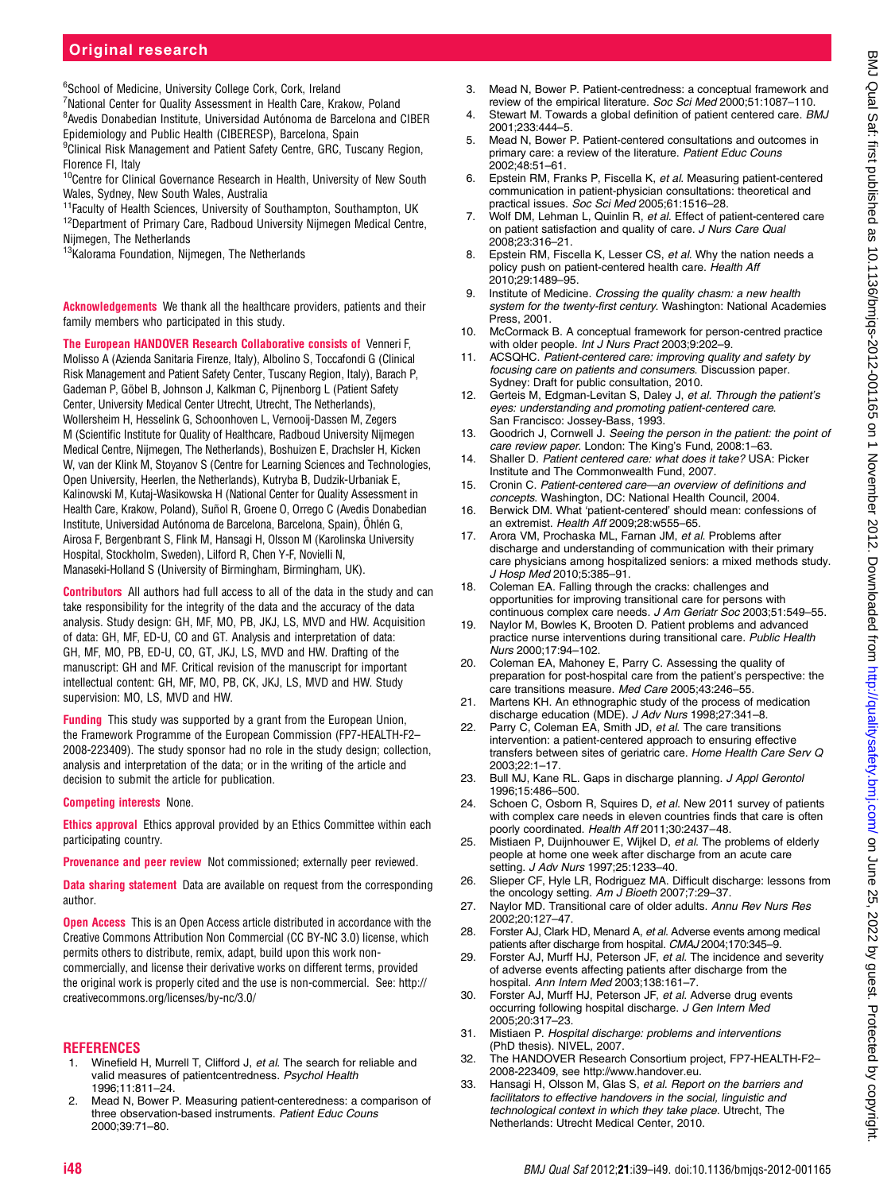[6]School of Medicine, University College Cork, Cork, Ireland
[7]National Center for Quality Assessment in Health Care, Krakow, Poland
[8]Avedis Donabedian Institute, Universidad Autónoma de Barcelona and CIBER Epidemiology and Public Health (CIBERESP), Barcelona, Spain
[9]Clinical Risk Management and Patient Safety Centre, GRC, Tuscany Region, Florence FI, Italy
[10]Centre for Clinical Governance Research in Health, University of New South Wales, Sydney, New South Wales, Australia
[11]Faculty of Health Sciences, University of Southampton, Southampton, UK
[12]Department of Primary Care, Radboud University Nijmegen Medical Centre, Nijmegen, The Netherlands
[13]Kalorama Foundation, Nijmegen, The Netherlands

**Acknowledgements** We thank all the healthcare providers, patients and their family members who participated in this study.

**The European HANDOVER Research Collaborative consists of** Venneri F, Molisso A (Azienda Sanitaria Firenze, Italy), Albolino S, Toccafondi G (Clinical Risk Management and Patient Safety Center, Tuscany Region, Italy), Barach P, Gademan P, Göbel B, Johnson J, Kalkman C, Pijnenborg L (Patient Safety Center, University Medical Center Utrecht, Utrecht, The Netherlands), Wollersheim H, Hesselink G, Schoonhoven L, Vernooij-Dassen M, Zegers M (Scientific Institute for Quality of Healthcare, Radboud University Nijmegen Medical Centre, Nijmegen, The Netherlands), Boshuizen E, Drachsler H, Kicken W, van der Klink M, Stoyanov S (Centre for Learning Sciences and Technologies, Open University, Heerlen, the Netherlands), Kutryba B, Dudzik-Urbaniak E, Kalinowski M, Kutaj-Wasikowska H (National Center for Quality Assessment in Health Care, Krakow, Poland), Suñol R, Groene O, Orrego C (Avedis Donabedian Institute, Universidad Autónoma de Barcelona, Barcelona, Spain), Öhlén G, Airosa F, Bergenbrant S, Flink M, Hansagi H, Olsson M (Karolinska University Hospital, Stockholm, Sweden), Lilford R, Chen Y-F, Novielli N, Manaseki-Holland S (University of Birmingham, Birmingham, UK).

**Contributors** All authors had full access to all of the data in the study and can take responsibility for the integrity of the data and the accuracy of the data analysis. Study design: GH, MF, MO, PB, JKJ, LS, MVD and HW. Acquisition of data: GH, MF, ED-U, CO and GT. Analysis and interpretation of data: GH, MF, MO, PB, ED-U, CO, GT, JKJ, LS, MVD and HW. Drafting of the manuscript: GH and MF. Critical revision of the manuscript for important intellectual content: GH, MF, MO, PB, CK, JKJ, LS, MVD and HW. Study supervision: MO, LS, MVD and HW.

**Funding** This study was supported by a grant from the European Union, the Framework Programme of the European Commission (FP7-HEALTH-F2–2008-223409). The study sponsor had no role in the study design; collection, analysis and interpretation of the data; or in the writing of the article and decision to submit the article for publication.

**Competing interests** None.

**Ethics approval** Ethics approval provided by an Ethics Committee within each participating country.

**Provenance and peer review** Not commissioned; externally peer reviewed.

**Data sharing statement** Data are available on request from the corresponding author.

**Open Access** This is an Open Access article distributed in accordance with the Creative Commons Attribution Non Commercial (CC BY-NC 3.0) license, which permits others to distribute, remix, adapt, build upon this work non-commercially, and license their derivative works on different terms, provided the original work is properly cited and the use is non-commercial. See: http://creativecommons.org/licenses/by-nc/3.0/

## REFERENCES

1. Winefield H, Murrell T, Clifford J, *et al*. The search for reliable and valid measures of patientcentredness. *Psychol Health* 1996;11:811–24.
2. Mead N, Bower P. Measuring patient-centeredness: a comparison of three observation-based instruments. *Patient Educ Couns* 2000;39:71–80.
3. Mead N, Bower P. Patient-centredness: a conceptual framework and review of the empirical literature. *Soc Sci Med* 2000;51:1087–110.
4. Stewart M. Towards a global definition of patient centered care. *BMJ* 2001;233:444–5.
5. Mead N, Bower P. Patient-centered consultations and outcomes in primary care: a review of the literature. *Patient Educ Couns* 2002;48:51–61.
6. Epstein RM, Franks P, Fiscella K, *et al*. Measuring patient-centered communication in patient-physician consultations: theoretical and practical issues. *Soc Sci Med* 2005;61:1516–28.
7. Wolf DM, Lehman L, Quinlin R, *et al*. Effect of patient-centered care on patient satisfaction and quality of care. *J Nurs Care Qual* 2008;23:316–21.
8. Epstein RM, Fiscella K, Lesser CS, *et al*. Why the nation needs a policy push on patient-centered health care. *Health Aff* 2010;29:1489–95.
9. Institute of Medicine. *Crossing the quality chasm: a new health system for the twenty-first century*. Washington: National Academies Press, 2001.
10. McCormack B. A conceptual framework for person-centred practice with older people. *Int J Nurs Pract* 2003;9:202–9.
11. ACSQHC. *Patient-centered care: improving quality and safety by focusing care on patients and consumers*. Discussion paper. Sydney: Draft for public consultation, 2010.
12. Gerteis M, Edgman-Levitan S, Daley J, *et al*. *Through the patient's eyes: understanding and promoting patient-centered care*. San Francisco: Jossey-Bass, 1993.
13. Goodrich J, Cornwell J. *Seeing the person in the patient: the point of care review paper*. London: The King's Fund, 2008:1–63.
14. Shaller D. *Patient centered care: what does it take?* USA: Picker Institute and The Commonwealth Fund, 2007.
15. Cronin C. *Patient-centered care—an overview of definitions and concepts*. Washington, DC: National Health Council, 2004.
16. Berwick DM. What 'patient-centered' should mean: confessions of an extremist. *Health Aff* 2009;28:w555–65.
17. Arora VM, Prochaska ML, Farnan JM, *et al*. Problems after discharge and understanding of communication with their primary care physicians among hospitalized seniors: a mixed methods study. *J Hosp Med* 2010;5:385–91.
18. Coleman EA. Falling through the cracks: challenges and opportunities for improving transitional care for persons with continuous complex care needs. *J Am Geriatr Soc* 2003;51:549–55.
19. Naylor M, Bowles K, Brooten D. Patient problems and advanced practice nurse interventions during transitional care. *Public Health Nurs* 2000;17:94–102.
20. Coleman EA, Mahoney E, Parry C. Assessing the quality of preparation for post-hospital care from the patient's perspective: the care transitions measure. *Med Care* 2005;43:246–55.
21. Martens KH. An ethnographic study of the process of medication discharge education (MDE). *J Adv Nurs* 1998;27:341–8.
22. Parry C, Coleman EA, Smith JD, *et al*. The care transitions intervention: a patient-centered approach to ensuring effective transfers between sites of geriatric care. *Home Health Care Serv Q* 2003;22:1–17.
23. Bull MJ, Kane RL. Gaps in discharge planning. *J Appl Gerontol* 1996;15:486–500.
24. Schoen C, Osborn R, Squires D, *et al*. New 2011 survey of patients with complex care needs in eleven countries finds that care is often poorly coordinated. *Health Aff* 2011;30:2437–48.
25. Mistiaen P, Duijnhouwer E, Wijkel D, *et al*. The problems of elderly people at home one week after discharge from an acute care setting. *J Adv Nurs* 1997;25:1233–40.
26. Slieper CF, Hyle LR, Rodriguez MA. Difficult discharge: lessons from the oncology setting. *Am J Bioeth* 2007;7:29–37.
27. Naylor MD. Transitional care of older adults. *Annu Rev Nurs Res* 2002;20:127–47.
28. Forster AJ, Clark HD, Menard A, *et al*. Adverse events among medical patients after discharge from hospital. *CMAJ* 2004;170:345–9.
29. Forster AJ, Murff HJ, Peterson JF, *et al*. The incidence and severity of adverse events affecting patients after discharge from the hospital. *Ann Intern Med* 2003;138:161–7.
30. Forster AJ, Murff HJ, Peterson JF, *et al*. Adverse drug events occurring following hospital discharge. *J Gen Intern Med* 2005;20:317–23.
31. Mistiaen P. *Hospital discharge: problems and interventions* (PhD thesis). NIVEL, 2007.
32. The HANDOVER Research Consortium project, FP7-HEALTH-F2–2008-223409, see http://www.handover.eu.
33. Hansagi H, Olsson M, Glas S, *et al*. *Report on the barriers and facilitators to effective handovers in the social, linguistic and technological context in which they take place*. Utrecht, The Netherlands: Utrecht Medical Center, 2010.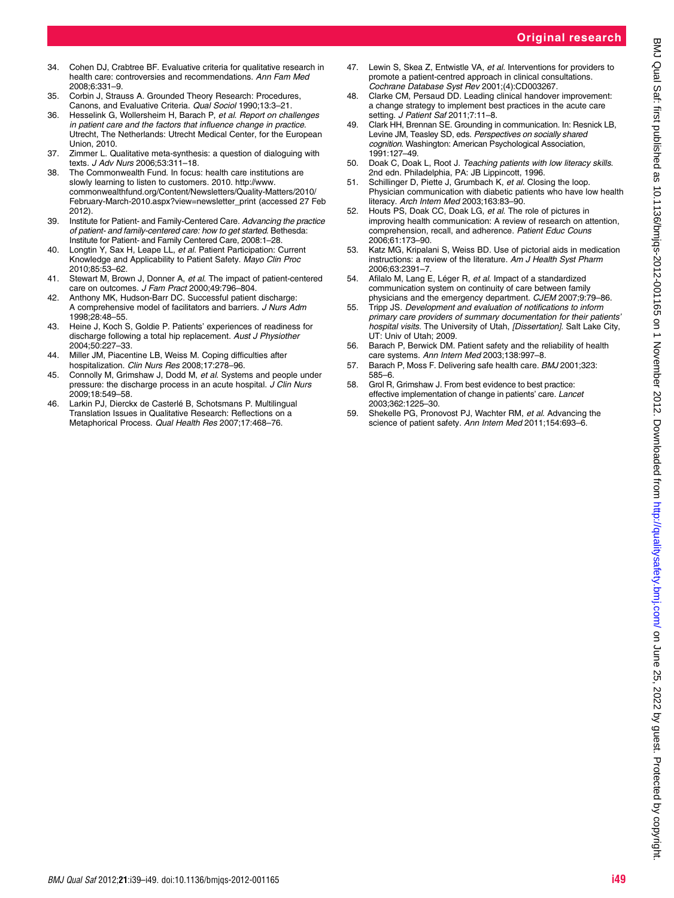34. Cohen DJ, Crabtree BF. Evaluative criteria for qualitative research in health care: controversies and recommendations. *Ann Fam Med* 2008;6:331–9.
35. Corbin J, Strauss A. Grounded Theory Research: Procedures, Canons, and Evaluative Criteria. *Qual Sociol* 1990;13:3–21.
36. Hesselink G, Wollersheim H, Barach P, *et al*. *Report on challenges in patient care and the factors that influence change in practice*. Utrecht, The Netherlands: Utrecht Medical Center, for the European Union, 2010.
37. Zimmer L. Qualitative meta-synthesis: a question of dialoguing with texts. *J Adv Nurs* 2006;53:311–18.
38. The Commonwealth Fund. In focus: health care institutions are slowly learning to listen to customers. 2010. http://www.commonwealthfund.org/Content/Newsletters/Quality-Matters/2010/February-March-2010.aspx?view=newsletter_print (accessed 27 Feb 2012).
39. Institute for Patient- and Family-Centered Care. *Advancing the practice of patient- and family-centered care: how to get started*. Bethesda: Institute for Patient- and Family Centered Care, 2008:1–28.
40. Longtin Y, Sax H, Leape LL, *et al*. Patient Participation: Current Knowledge and Applicability to Patient Safety. *Mayo Clin Proc* 2010;85:53–62.
41. Stewart M, Brown J, Donner A, *et al*. The impact of patient-centered care on outcomes. *J Fam Pract* 2000;49:796–804.
42. Anthony MK, Hudson-Barr DC. Successful patient discharge: A comprehensive model of facilitators and barriers. *J Nurs Adm* 1998;28:48–55.
43. Heine J, Koch S, Goldie P. Patients' experiences of readiness for discharge following a total hip replacement. *Aust J Physiother* 2004;50:227–33.
44. Miller JM, Piacentine LB, Weiss M. Coping difficulties after hospitalization. *Clin Nurs Res* 2008;17:278–96.
45. Connolly M, Grimshaw J, Dodd M, *et al*. Systems and people under pressure: the discharge process in an acute hospital. *J Clin Nurs* 2009;18:549–58.
46. Larkin PJ, Dierckx de Casterlé B, Schotsmans P. Multilingual Translation Issues in Qualitative Research: Reflections on a Metaphorical Process. *Qual Health Res* 2007;17:468–76.
47. Lewin S, Skea Z, Entwistle VA, *et al*. Interventions for providers to promote a patient-centred approach in clinical consultations. *Cochrane Database Syst Rev* 2001;(4):CD003267.
48. Clarke CM, Persaud DD. Leading clinical handover improvement: a change strategy to implement best practices in the acute care setting. *J Patient Saf* 2011;7:11–8.
49. Clark HH, Brennan SE. Grounding in communication. In: Resnick LB, Levine JM, Teasley SD, eds. *Perspectives on socially shared cognition*. Washington: American Psychological Association, 1991:127–49.
50. Doak C, Doak L, Root J. *Teaching patients with low literacy skills*. 2nd edn. Philadelphia, PA: JB Lippincott, 1996.
51. Schillinger D, Piette J, Grumbach K, *et al*. Closing the loop. Physician communication with diabetic patients who have low health literacy. *Arch Intern Med* 2003;163:83–90.
52. Houts PS, Doak CC, Doak LG, *et al*. The role of pictures in improving health communication: A review of research on attention, comprehension, recall, and adherence. *Patient Educ Couns* 2006;61:173–90.
53. Katz MG, Kripalani S, Weiss BD. Use of pictorial aids in medication instructions: a review of the literature. *Am J Health Syst Pharm* 2006;63:2391–7.
54. Afilalo M, Lang E, Léger R, *et al*. Impact of a standardized communication system on continuity of care between family physicians and the emergency department. *CJEM* 2007;9:79–86.
55. Tripp JS. *Development and evaluation of notifications to inform primary care providers of summary documentation for their patients' hospital visits*. The University of Utah, *[Dissertation]*. Salt Lake City, UT: Univ of Utah; 2009.
56. Barach P, Berwick DM. Patient safety and the reliability of health care systems. *Ann Intern Med* 2003;138:997–8.
57. Barach P, Moss F. Delivering safe health care. *BMJ* 2001;323:585–6.
58. Grol R, Grimshaw J. From best evidence to best practice: effective implementation of change in patients' care. *Lancet* 2003;362:1225–30.
59. Shekelle PG, Pronovost PJ, Wachter RM, *et al*. Advancing the science of patient safety. *Ann Intern Med* 2011;154:693–6.